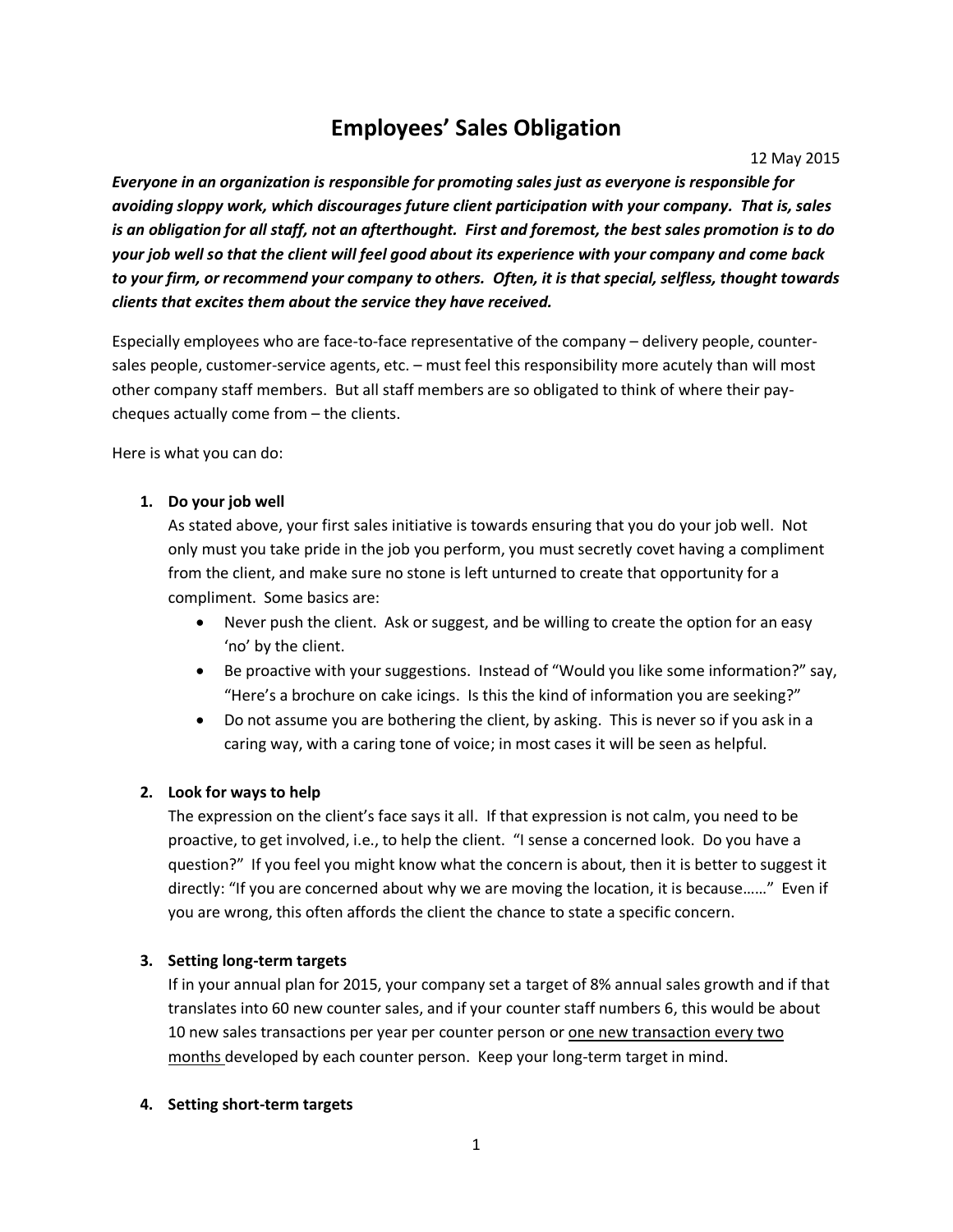# Employees' Sales Obligation

12 May 2015

***Everyone in an organization is responsible for promoting sales just as everyone is responsible for avoiding sloppy work, which discourages future client participation with your company. That is, sales is an obligation for all staff, not an afterthought. First and foremost, the best sales promotion is to do your job well so that the client will feel good about its experience with your company and come back to your firm, or recommend your company to others. Often, it is that special, selfless, thought towards clients that excites them about the service they have received.***

Especially employees who are face-to-face representative of the company – delivery people, counter-sales people, customer-service agents, etc. – must feel this responsibility more acutely than will most other company staff members. But all staff members are so obligated to think of where their pay-cheques actually come from – the clients.

Here is what you can do:

1. **Do your job well**

   As stated above, your first sales initiative is towards ensuring that you do your job well. Not only must you take pride in the job you perform, you must secretly covet having a compliment from the client, and make sure no stone is left unturned to create that opportunity for a compliment. Some basics are:

   - Never push the client. Ask or suggest, and be willing to create the option for an easy 'no' by the client.
   - Be proactive with your suggestions. Instead of "Would you like some information?" say, "Here's a brochure on cake icings. Is this the kind of information you are seeking?"
   - Do not assume you are bothering the client, by asking. This is never so if you ask in a caring way, with a caring tone of voice; in most cases it will be seen as helpful.

2. **Look for ways to help**

   The expression on the client's face says it all. If that expression is not calm, you need to be proactive, to get involved, i.e., to help the client. "I sense a concerned look. Do you have a question?" If you feel you might know what the concern is about, then it is better to suggest it directly: "If you are concerned about why we are moving the location, it is because……" Even if you are wrong, this often affords the client the chance to state a specific concern.

3. **Setting long-term targets**

   If in your annual plan for 2015, your company set a target of 8% annual sales growth and if that translates into 60 new counter sales, and if your counter staff numbers 6, this would be about 10 new sales transactions per year per counter person or <u>one new transaction every two months</u> developed by each counter person. Keep your long-term target in mind.

4. **Setting short-term targets**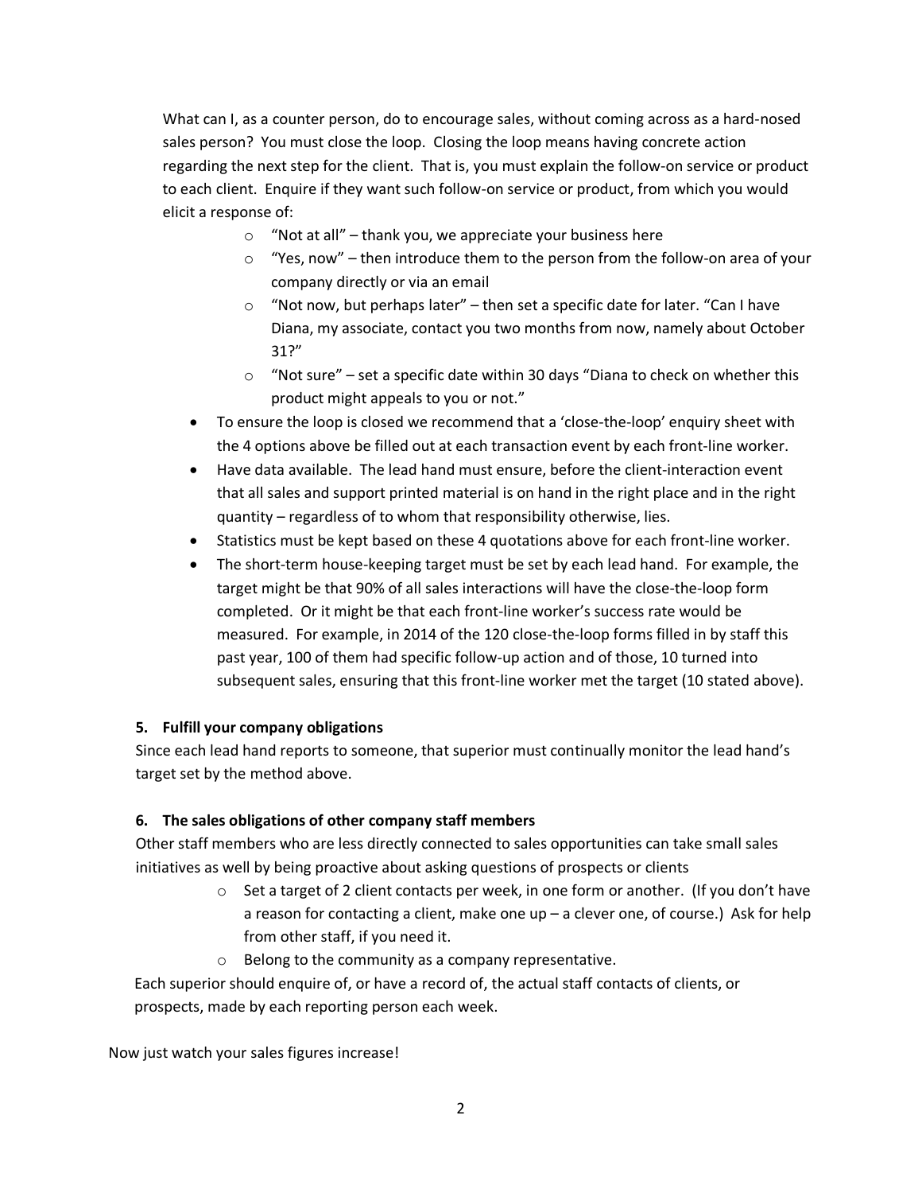What can I, as a counter person, do to encourage sales, without coming across as a hard-nosed sales person? You must close the loop. Closing the loop means having concrete action regarding the next step for the client. That is, you must explain the follow-on service or product to each client. Enquire if they want such follow-on service or product, from which you would elicit a response of:

- "Not at all" – thank you, we appreciate your business here
- "Yes, now" – then introduce them to the person from the follow-on area of your company directly or via an email
- "Not now, but perhaps later" – then set a specific date for later. "Can I have Diana, my associate, contact you two months from now, namely about October 31?"
- "Not sure" – set a specific date within 30 days "Diana to check on whether this product might appeals to you or not."

- To ensure the loop is closed we recommend that a 'close-the-loop' enquiry sheet with the 4 options above be filled out at each transaction event by each front-line worker.
- Have data available. The lead hand must ensure, before the client-interaction event that all sales and support printed material is on hand in the right place and in the right quantity – regardless of to whom that responsibility otherwise, lies.
- Statistics must be kept based on these 4 quotations above for each front-line worker.
- The short-term house-keeping target must be set by each lead hand. For example, the target might be that 90% of all sales interactions will have the close-the-loop form completed. Or it might be that each front-line worker's success rate would be measured. For example, in 2014 of the 120 close-the-loop forms filled in by staff this past year, 100 of them had specific follow-up action and of those, 10 turned into subsequent sales, ensuring that this front-line worker met the target (10 stated above).

**5. Fulfill your company obligations**

Since each lead hand reports to someone, that superior must continually monitor the lead hand's target set by the method above.

**6. The sales obligations of other company staff members**

Other staff members who are less directly connected to sales opportunities can take small sales initiatives as well by being proactive about asking questions of prospects or clients

- Set a target of 2 client contacts per week, in one form or another. (If you don't have a reason for contacting a client, make one up – a clever one, of course.) Ask for help from other staff, if you need it.
- Belong to the community as a company representative.

Each superior should enquire of, or have a record of, the actual staff contacts of clients, or prospects, made by each reporting person each week.

Now just watch your sales figures increase!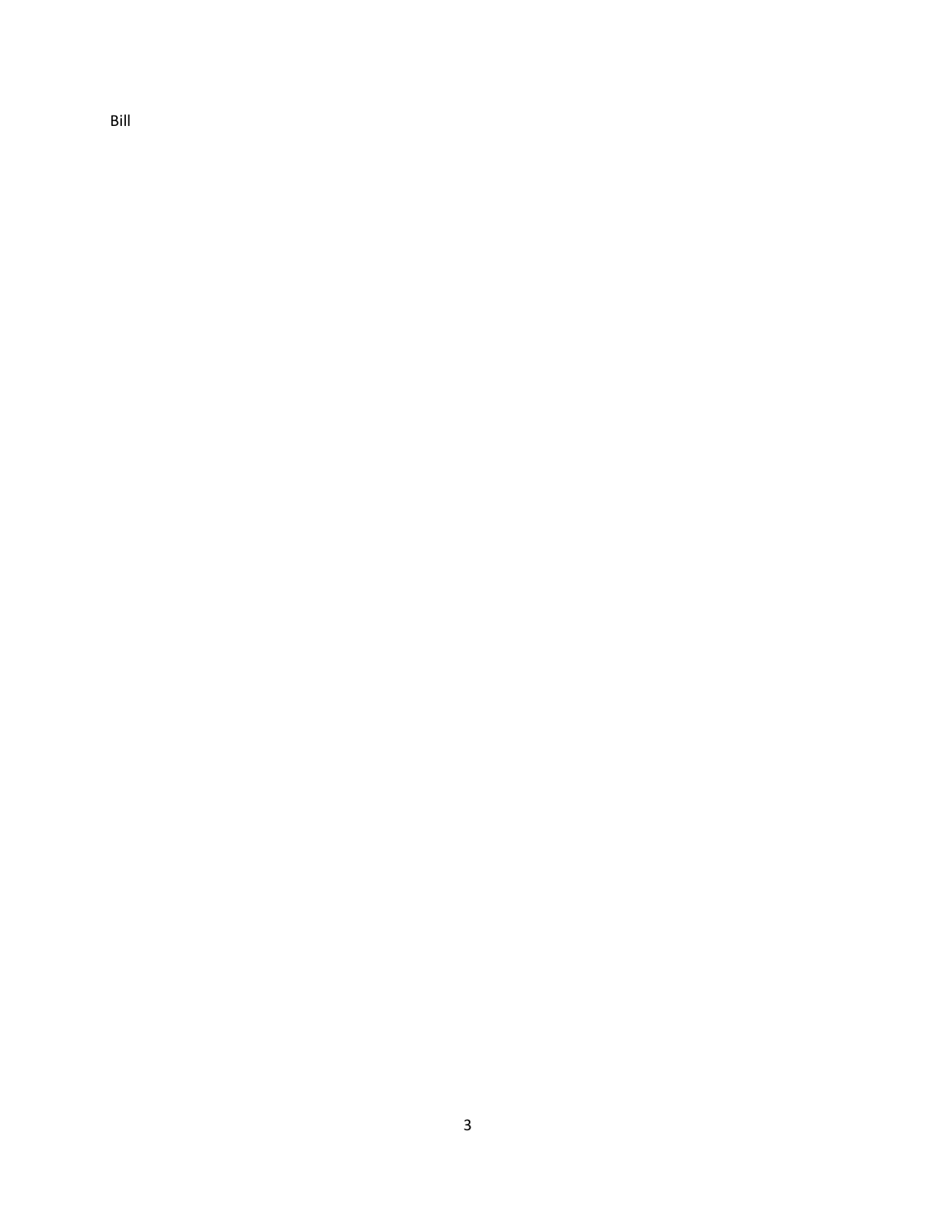Bill